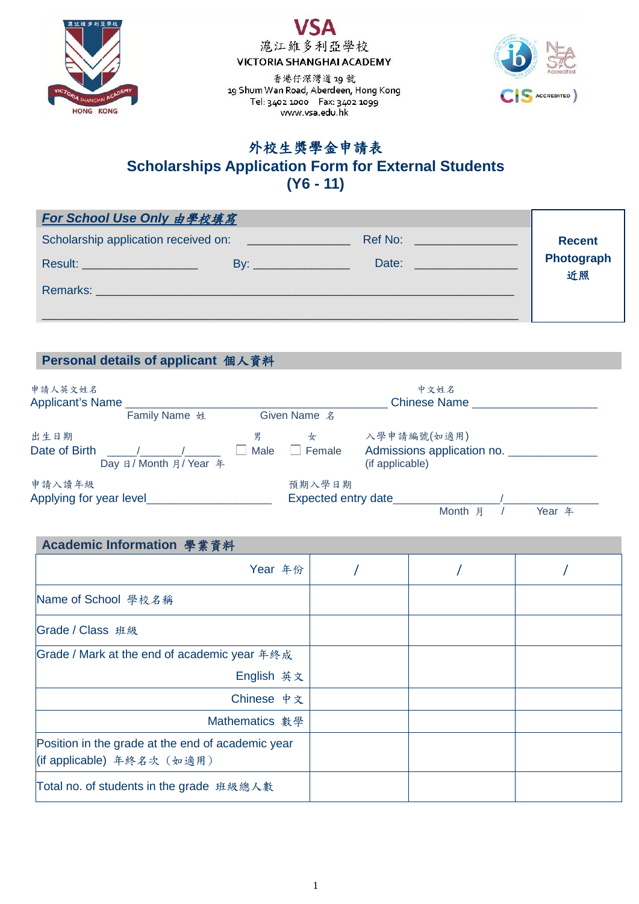VSA

滬江維多利亞學校

VICTORIA SHANGHAI ACADEMY

香港仔深灣道 19 號

19 Shum Wan Road, Aberdeen, Hong Kong

Tel: 3402 1000 Fax: 3402 1099

www.vsa.edu.hk

# 外校生獎學金申請表

# Scholarships Application Form for External Students

# (Y6 - 11)

| ***For School Use Only 由學校填寫*** | | | | | Recent Photograph 近照 |
|---|---|---|---|---|---|
| Scholarship application received on: | _______________ | | Ref No: | _______________ | |
| Result: _________________ | By: ______________ | | Date: | _______________ | |
| Remarks: _______________________________________________ | | | | | |

## Personal details of applicant 個人資料

申請人英文姓名
Applicant's Name ________________________________ 
Family Name 姓     Given Name 名

中文姓名
Chinese Name __________________

出生日期
Date of Birth ____/______/______
Day 日 / Month 月 / Year 年

男 ☐ Male     女 ☐ Female

入學申請編號(如適用)
Admissions application no. ____________
(if applicable)

申請入讀年級
Applying for year level__________________

預期入學日期
Expected entry date_______________/_____________
Month 月 / Year 年

## Academic Information 學業資料

| Year 年份 | / | / | / |
|---|---|---|---|
| Name of School 學校名稱 | | | |
| Grade / Class 班級 | | | |
| Grade / Mark at the end of academic year 年終成績<br>English 英文 | | | |
| Chinese 中文 | | | |
| Mathematics 數學 | | | |
| Position in the grade at the end of academic year (if applicable) 年終名次（如適用） | | | |
| Total no. of students in the grade 班級總人數 | | | |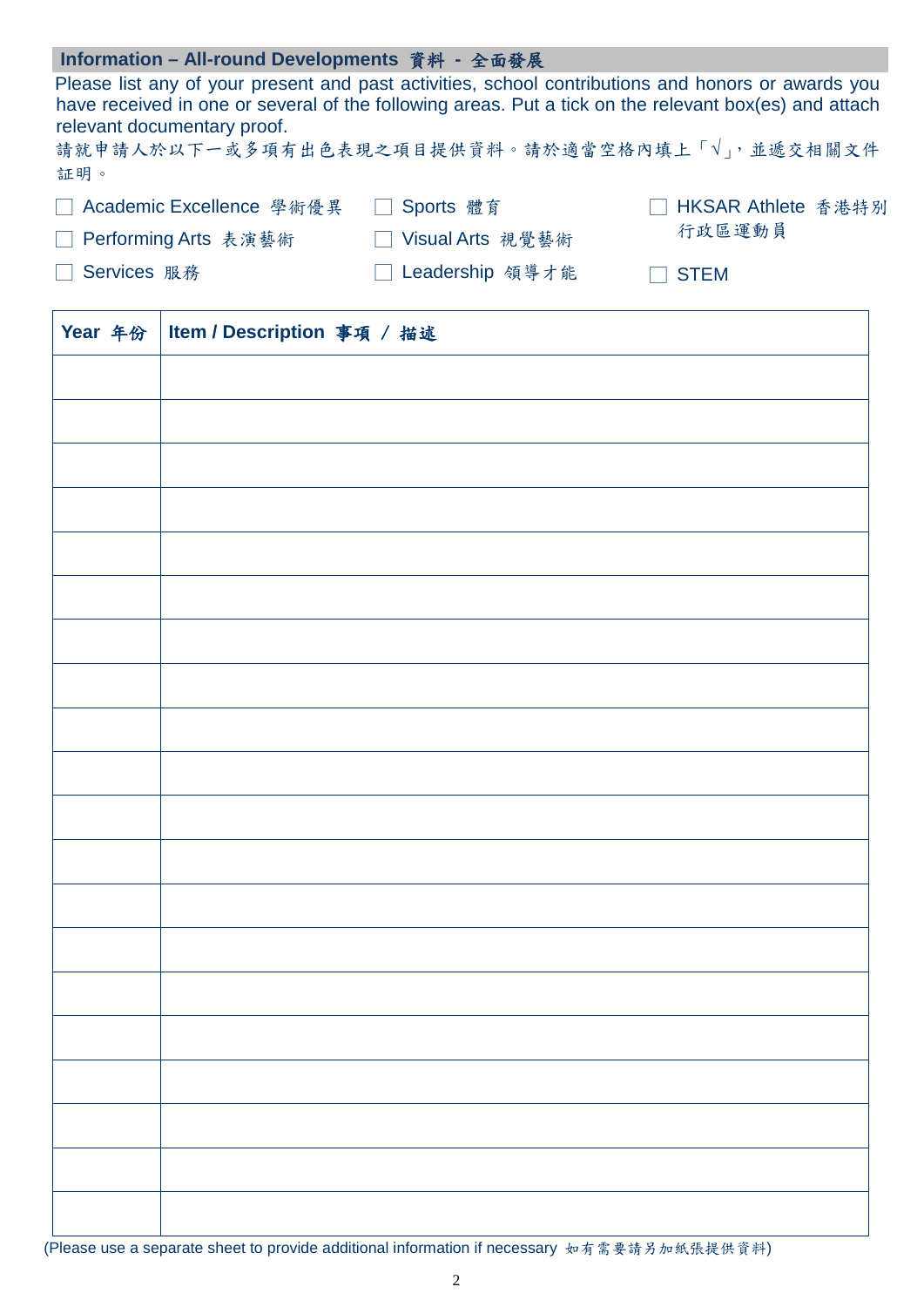## Information – All-round Developments 資料 - 全面發展

Please list any of your present and past activities, school contributions and honors or awards you have received in one or several of the following areas. Put a tick on the relevant box(es) and attach relevant documentary proof.

請就申請人於以下一或多項有出色表現之項目提供資料。請於適當空格內填上「√」，並遞交相關文件証明。

- ☐ Academic Excellence 學術優異
- ☐ Sports 體育
- ☐ HKSAR Athlete 香港特別行政區運動員
- ☐ Performing Arts 表演藝術
- ☐ Visual Arts 視覺藝術
- ☐ Services 服務
- ☐ Leadership 領導才能
- ☐ STEM

| Year 年份 | Item / Description 事項 / 描述 |
|---|---|
| | |
| | |
| | |
| | |
| | |
| | |
| | |
| | |
| | |
| | |
| | |
| | |
| | |
| | |
| | |
| | |
| | |
| | |
| | |
| | |

(Please use a separate sheet to provide additional information if necessary 如有需要請另加紙張提供資料)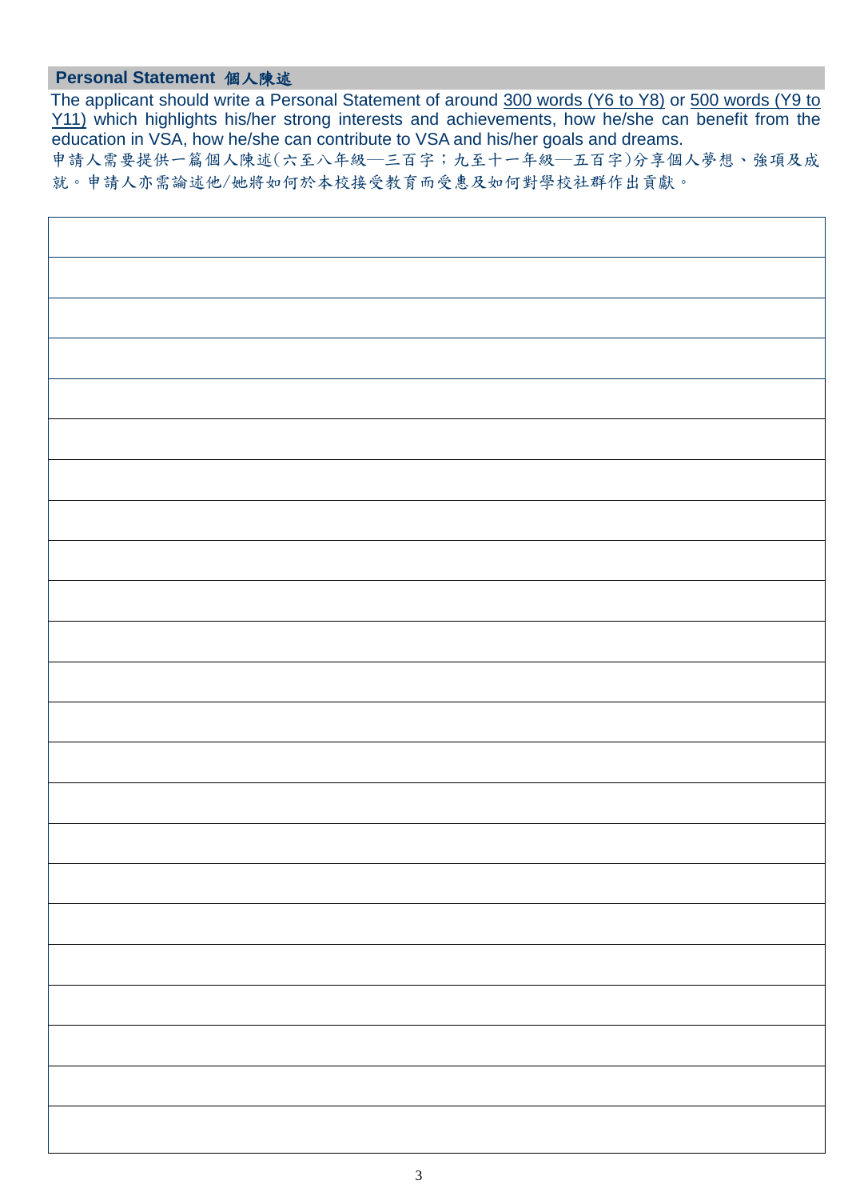## Personal Statement 個人陳述

The applicant should write a Personal Statement of around 300 words (Y6 to Y8) or 500 words (Y9 to Y11) which highlights his/her strong interests and achievements, how he/she can benefit from the education in VSA, how he/she can contribute to VSA and his/her goals and dreams.

申請人需要提供一篇個人陳述(六至八年級—三百字；九至十一年級—五百字)分享個人夢想、強項及成就。申請人亦需論述他/她將如何於本校接受教育而受惠及如何對學校社群作出貢獻。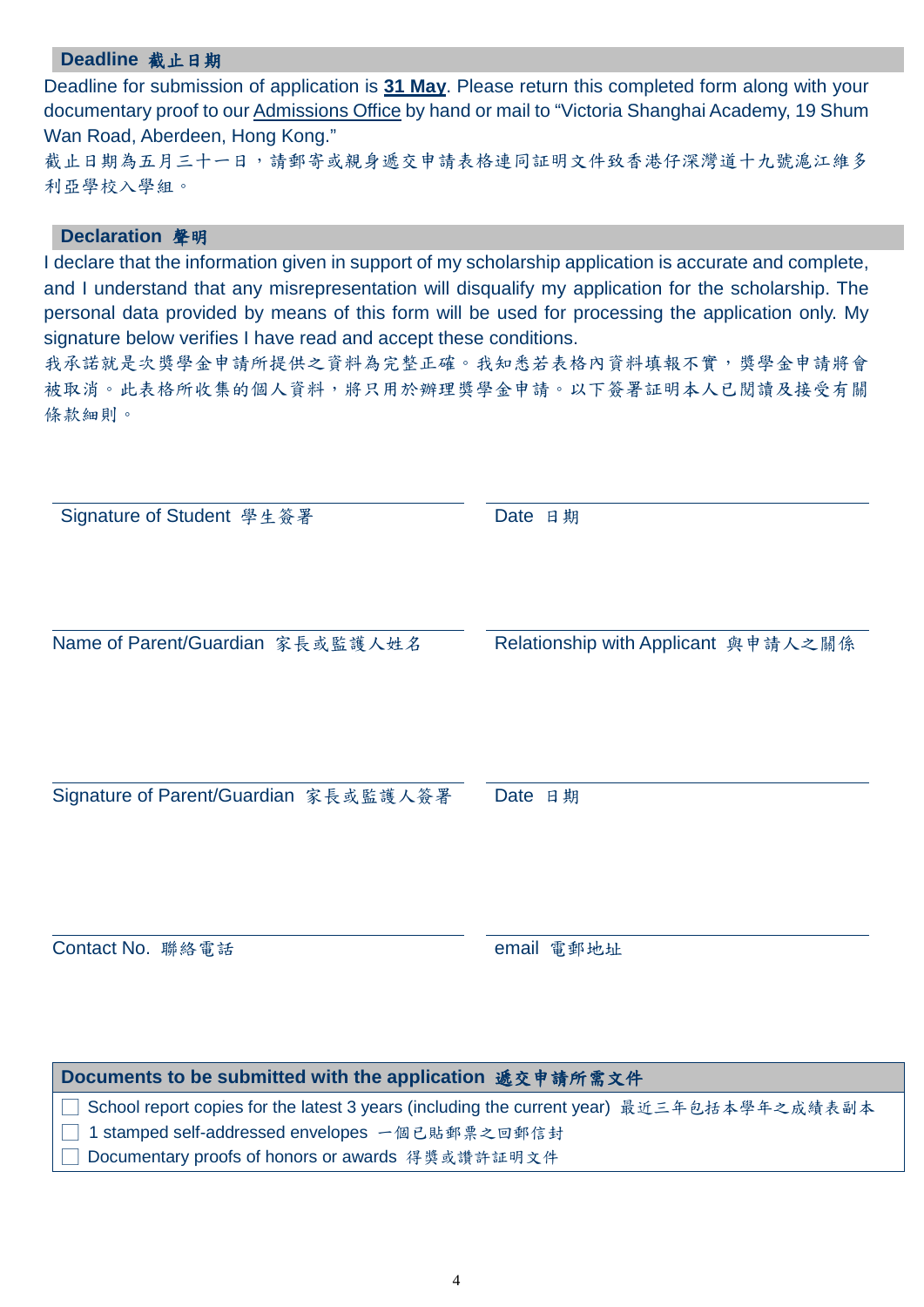## Deadline 截止日期

Deadline for submission of application is **31 May**. Please return this completed form along with your documentary proof to our Admissions Office by hand or mail to "Victoria Shanghai Academy, 19 Shum Wan Road, Aberdeen, Hong Kong."

截止日期為五月三十一日，請郵寄或親身遞交申請表格連同証明文件致香港仔深灣道十九號滬江維多利亞學校入學組。

## Declaration 聲明

I declare that the information given in support of my scholarship application is accurate and complete, and I understand that any misrepresentation will disqualify my application for the scholarship. The personal data provided by means of this form will be used for processing the application only. My signature below verifies I have read and accept these conditions.

我承諾就是次獎學金申請所提供之資料為完整正確。我知悉若表格內資料填報不實，獎學金申請將會被取消。此表格所收集的個人資料，將只用於辦理獎學金申請。以下簽署証明本人已閱讀及接受有關條款細則。

Signature of Student 學生簽署 ______________________ Date 日期 ______________________

Name of Parent/Guardian 家長或監護人姓名 ______________________ Relationship with Applicant 與申請人之關係 ______________________

Signature of Parent/Guardian 家長或監護人簽署 ______________________ Date 日期 ______________________

Contact No. 聯絡電話 ______________________ email 電郵地址 ______________________

### Documents to be submitted with the application 遞交申請所需文件

- ☐ School report copies for the latest 3 years (including the current year) 最近三年包括本學年之成績表副本
- ☐ 1 stamped self-addressed envelopes 一個已貼郵票之回郵信封
- ☐ Documentary proofs of honors or awards 得獎或讚許証明文件